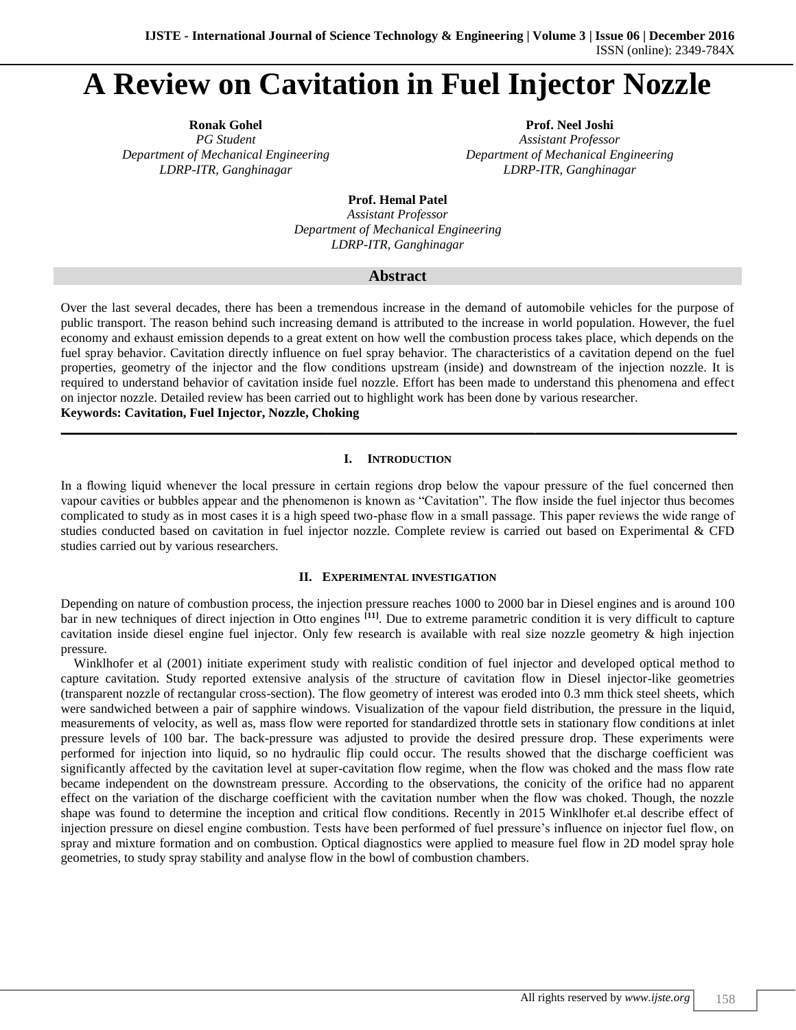# A Review on Cavitation in Fuel Injector Nozzle

**Ronak Gohel**
*PG Student*
*Department of Mechanical Engineering*
*LDRP-ITR, Ganghinagar*

**Prof. Neel Joshi**
*Assistant Professor*
*Department of Mechanical Engineering*
*LDRP-ITR, Ganghinagar*

**Prof. Hemal Patel**
*Assistant Professor*
*Department of Mechanical Engineering*
*LDRP-ITR, Ganghinagar*

## Abstract

Over the last several decades, there has been a tremendous increase in the demand of automobile vehicles for the purpose of public transport. The reason behind such increasing demand is attributed to the increase in world population. However, the fuel economy and exhaust emission depends to a great extent on how well the combustion process takes place, which depends on the fuel spray behavior. Cavitation directly influence on fuel spray behavior. The characteristics of a cavitation depend on the fuel properties, geometry of the injector and the flow conditions upstream (inside) and downstream of the injection nozzle. It is required to understand behavior of cavitation inside fuel nozzle. Effort has been made to understand this phenomena and effect on injector nozzle. Detailed review has been carried out to highlight work has been done by various researcher.

**Keywords: Cavitation, Fuel Injector, Nozzle, Choking**

## I. Introduction

In a flowing liquid whenever the local pressure in certain regions drop below the vapour pressure of the fuel concerned then vapour cavities or bubbles appear and the phenomenon is known as "Cavitation". The flow inside the fuel injector thus becomes complicated to study as in most cases it is a high speed two-phase flow in a small passage. This paper reviews the wide range of studies conducted based on cavitation in fuel injector nozzle. Complete review is carried out based on Experimental & CFD studies carried out by various researchers.

## II. Experimental Investigation

Depending on nature of combustion process, the injection pressure reaches 1000 to 2000 bar in Diesel engines and is around 100 bar in new techniques of direct injection in Otto engines [11]. Due to extreme parametric condition it is very difficult to capture cavitation inside diesel engine fuel injector. Only few research is available with real size nozzle geometry & high injection pressure.

Winklhofer et al (2001) initiate experiment study with realistic condition of fuel injector and developed optical method to capture cavitation. Study reported extensive analysis of the structure of cavitation flow in Diesel injector-like geometries (transparent nozzle of rectangular cross-section). The flow geometry of interest was eroded into 0.3 mm thick steel sheets, which were sandwiched between a pair of sapphire windows. Visualization of the vapour field distribution, the pressure in the liquid, measurements of velocity, as well as, mass flow were reported for standardized throttle sets in stationary flow conditions at inlet pressure levels of 100 bar. The back-pressure was adjusted to provide the desired pressure drop. These experiments were performed for injection into liquid, so no hydraulic flip could occur. The results showed that the discharge coefficient was significantly affected by the cavitation level at super-cavitation flow regime, when the flow was choked and the mass flow rate became independent on the downstream pressure. According to the observations, the conicity of the orifice had no apparent effect on the variation of the discharge coefficient with the cavitation number when the flow was choked. Though, the nozzle shape was found to determine the inception and critical flow conditions. Recently in 2015 Winklhofer et.al describe effect of injection pressure on diesel engine combustion. Tests have been performed of fuel pressure's influence on injector fuel flow, on spray and mixture formation and on combustion. Optical diagnostics were applied to measure fuel flow in 2D model spray hole geometries, to study spray stability and analyse flow in the bowl of combustion chambers.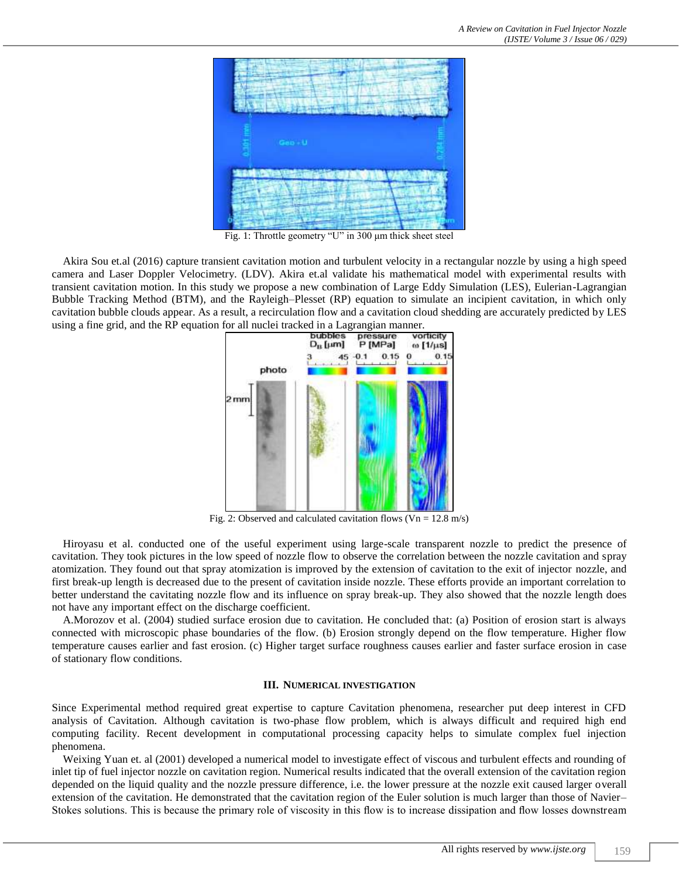Fig. 1: Throttle geometry "U" in 300 μm thick sheet steel

Akira Sou et.al (2016) capture transient cavitation motion and turbulent velocity in a rectangular nozzle by using a high speed camera and Laser Doppler Velocimetry. (LDV). Akira et.al validate his mathematical model with experimental results with transient cavitation motion. In this study we propose a new combination of Large Eddy Simulation (LES), Eulerian-Lagrangian Bubble Tracking Method (BTM), and the Rayleigh–Plesset (RP) equation to simulate an incipient cavitation, in which only cavitation bubble clouds appear. As a result, a recirculation flow and a cavitation cloud shedding are accurately predicted by LES using a fine grid, and the RP equation for all nuclei tracked in a Lagrangian manner.

Fig. 2: Observed and calculated cavitation flows ($V_n$ = 12.8 m/s)

Hiroyasu et al. conducted one of the useful experiment using large-scale transparent nozzle to predict the presence of cavitation. They took pictures in the low speed of nozzle flow to observe the correlation between the nozzle cavitation and spray atomization. They found out that spray atomization is improved by the extension of cavitation to the exit of injector nozzle, and first break-up length is decreased due to the present of cavitation inside nozzle. These efforts provide an important correlation to better understand the cavitating nozzle flow and its influence on spray break-up. They also showed that the nozzle length does not have any important effect on the discharge coefficient.

A.Morozov et al. (2004) studied surface erosion due to cavitation. He concluded that: (a) Position of erosion start is always connected with microscopic phase boundaries of the flow. (b) Erosion strongly depend on the flow temperature. Higher flow temperature causes earlier and fast erosion. (c) Higher target surface roughness causes earlier and faster surface erosion in case of stationary flow conditions.

## III. NUMERICAL INVESTIGATION

Since Experimental method required great expertise to capture Cavitation phenomena, researcher put deep interest in CFD analysis of Cavitation. Although cavitation is two-phase flow problem, which is always difficult and required high end computing facility. Recent development in computational processing capacity helps to simulate complex fuel injection phenomena.

Weixing Yuan et. al (2001) developed a numerical model to investigate effect of viscous and turbulent effects and rounding of inlet tip of fuel injector nozzle on cavitation region. Numerical results indicated that the overall extension of the cavitation region depended on the liquid quality and the nozzle pressure difference, i.e. the lower pressure at the nozzle exit caused larger overall extension of the cavitation. He demonstrated that the cavitation region of the Euler solution is much larger than those of Navier–Stokes solutions. This is because the primary role of viscosity in this flow is to increase dissipation and flow losses downstream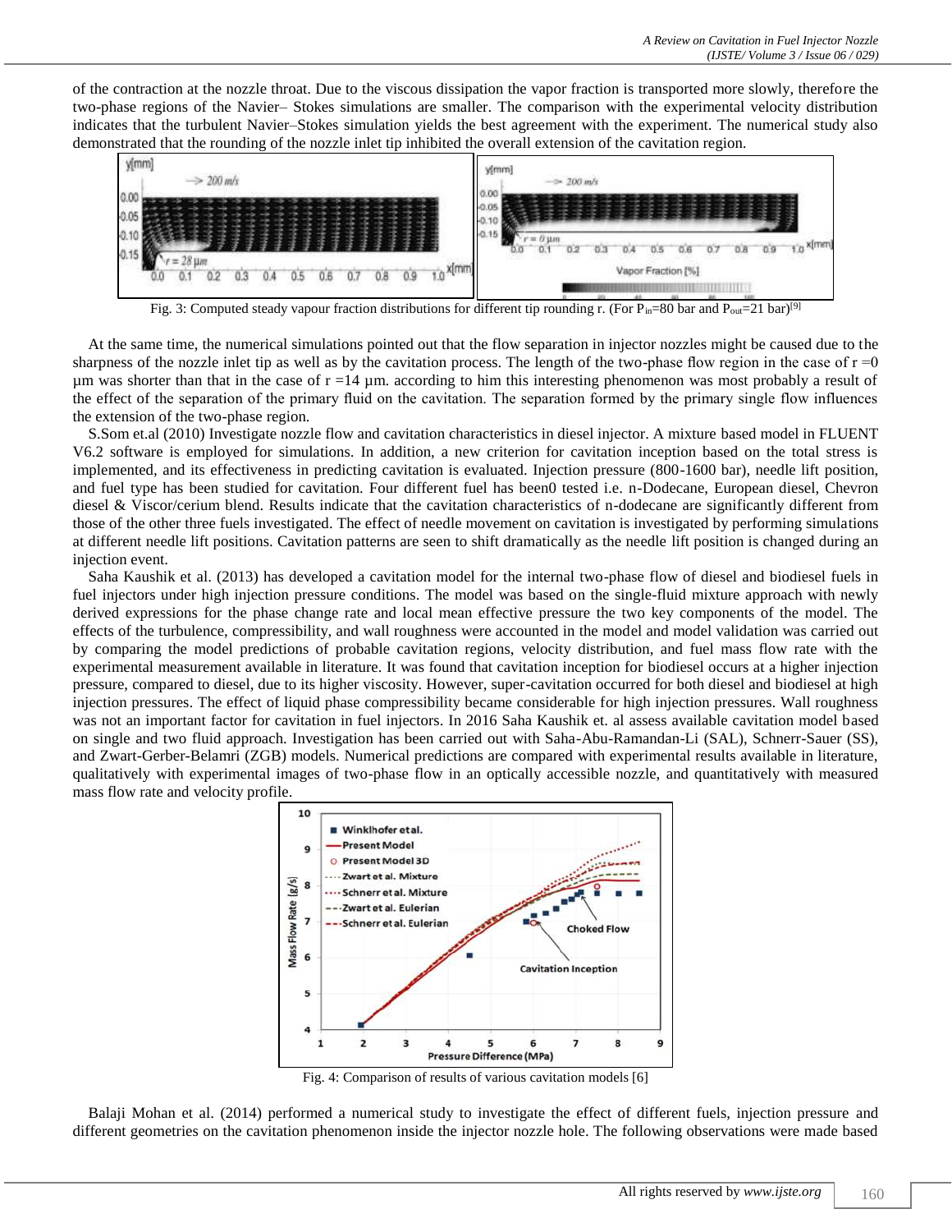of the contraction at the nozzle throat. Due to the viscous dissipation the vapor fraction is transported more slowly, therefore the two-phase regions of the Navier– Stokes simulations are smaller. The comparison with the experimental velocity distribution indicates that the turbulent Navier–Stokes simulation yields the best agreement with the experiment. The numerical study also demonstrated that the rounding of the nozzle inlet tip inhibited the overall extension of the cavitation region.

Fig. 3: Computed steady vapour fraction distributions for different tip rounding r. (For $P_{in}$=80 bar and $P_{out}$=21 bar)[9]

At the same time, the numerical simulations pointed out that the flow separation in injector nozzles might be caused due to the sharpness of the nozzle inlet tip as well as by the cavitation process. The length of the two-phase flow region in the case of r =0 µm was shorter than that in the case of r =14 µm. according to him this interesting phenomenon was most probably a result of the effect of the separation of the primary fluid on the cavitation. The separation formed by the primary single flow influences the extension of the two-phase region.

S.Som et.al (2010) Investigate nozzle flow and cavitation characteristics in diesel injector. A mixture based model in FLUENT V6.2 software is employed for simulations. In addition, a new criterion for cavitation inception based on the total stress is implemented, and its effectiveness in predicting cavitation is evaluated. Injection pressure (800-1600 bar), needle lift position, and fuel type has been studied for cavitation. Four different fuel has been0 tested i.e. n-Dodecane, European diesel, Chevron diesel & Viscor/cerium blend. Results indicate that the cavitation characteristics of n-dodecane are significantly different from those of the other three fuels investigated. The effect of needle movement on cavitation is investigated by performing simulations at different needle lift positions. Cavitation patterns are seen to shift dramatically as the needle lift position is changed during an injection event.

Saha Kaushik et al. (2013) has developed a cavitation model for the internal two-phase flow of diesel and biodiesel fuels in fuel injectors under high injection pressure conditions. The model was based on the single-fluid mixture approach with newly derived expressions for the phase change rate and local mean effective pressure the two key components of the model. The effects of the turbulence, compressibility, and wall roughness were accounted in the model and model validation was carried out by comparing the model predictions of probable cavitation regions, velocity distribution, and fuel mass flow rate with the experimental measurement available in literature. It was found that cavitation inception for biodiesel occurs at a higher injection pressure, compared to diesel, due to its higher viscosity. However, super-cavitation occurred for both diesel and biodiesel at high injection pressures. The effect of liquid phase compressibility became considerable for high injection pressures. Wall roughness was not an important factor for cavitation in fuel injectors. In 2016 Saha Kaushik et. al assess available cavitation model based on single and two fluid approach. Investigation has been carried out with Saha-Abu-Ramandan-Li (SAL), Schnerr-Sauer (SS), and Zwart-Gerber-Belamri (ZGB) models. Numerical predictions are compared with experimental results available in literature, qualitatively with experimental images of two-phase flow in an optically accessible nozzle, and quantitatively with measured mass flow rate and velocity profile.

Fig. 4: Comparison of results of various cavitation models [6]

Balaji Mohan et al. (2014) performed a numerical study to investigate the effect of different fuels, injection pressure and different geometries on the cavitation phenomenon inside the injector nozzle hole. The following observations were made based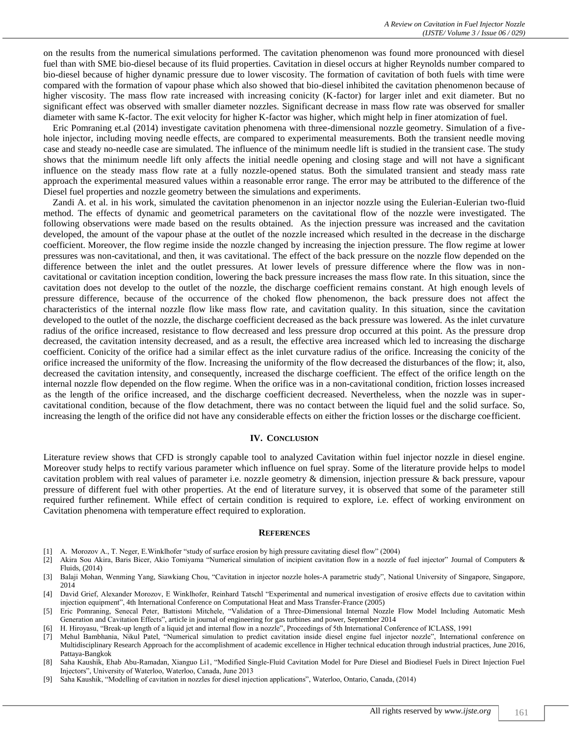on the results from the numerical simulations performed. The cavitation phenomenon was found more pronounced with diesel fuel than with SME bio-diesel because of its fluid properties. Cavitation in diesel occurs at higher Reynolds number compared to bio-diesel because of higher dynamic pressure due to lower viscosity. The formation of cavitation of both fuels with time were compared with the formation of vapour phase which also showed that bio-diesel inhibited the cavitation phenomenon because of higher viscosity. The mass flow rate increased with increasing conicity (K-factor) for larger inlet and exit diameter. But no significant effect was observed with smaller diameter nozzles. Significant decrease in mass flow rate was observed for smaller diameter with same K-factor. The exit velocity for higher K-factor was higher, which might help in finer atomization of fuel.

Eric Pomraning et.al (2014) investigate cavitation phenomena with three-dimensional nozzle geometry. Simulation of a five-hole injector, including moving needle effects, are compared to experimental measurements. Both the transient needle moving case and steady no-needle case are simulated. The influence of the minimum needle lift is studied in the transient case. The study shows that the minimum needle lift only affects the initial needle opening and closing stage and will not have a significant influence on the steady mass flow rate at a fully nozzle-opened status. Both the simulated transient and steady mass rate approach the experimental measured values within a reasonable error range. The error may be attributed to the difference of the Diesel fuel properties and nozzle geometry between the simulations and experiments.

Zandi A. et al. in his work, simulated the cavitation phenomenon in an injector nozzle using the Eulerian-Eulerian two-fluid method. The effects of dynamic and geometrical parameters on the cavitational flow of the nozzle were investigated. The following observations were made based on the results obtained. As the injection pressure was increased and the cavitation developed, the amount of the vapour phase at the outlet of the nozzle increased which resulted in the decrease in the discharge coefficient. Moreover, the flow regime inside the nozzle changed by increasing the injection pressure. The flow regime at lower pressures was non-cavitational, and then, it was cavitational. The effect of the back pressure on the nozzle flow depended on the difference between the inlet and the outlet pressures. At lower levels of pressure difference where the flow was in non-cavitational or cavitation inception condition, lowering the back pressure increases the mass flow rate. In this situation, since the cavitation does not develop to the outlet of the nozzle, the discharge coefficient remains constant. At high enough levels of pressure difference, because of the occurrence of the choked flow phenomenon, the back pressure does not affect the characteristics of the internal nozzle flow like mass flow rate, and cavitation quality. In this situation, since the cavitation developed to the outlet of the nozzle, the discharge coefficient decreased as the back pressure was lowered. As the inlet curvature radius of the orifice increased, resistance to flow decreased and less pressure drop occurred at this point. As the pressure drop decreased, the cavitation intensity decreased, and as a result, the effective area increased which led to increasing the discharge coefficient. Conicity of the orifice had a similar effect as the inlet curvature radius of the orifice. Increasing the conicity of the orifice increased the uniformity of the flow. Increasing the uniformity of the flow decreased the disturbances of the flow; it, also, decreased the cavitation intensity, and consequently, increased the discharge coefficient. The effect of the orifice length on the internal nozzle flow depended on the flow regime. When the orifice was in a non-cavitational condition, friction losses increased as the length of the orifice increased, and the discharge coefficient decreased. Nevertheless, when the nozzle was in super-cavitational condition, because of the flow detachment, there was no contact between the liquid fuel and the solid surface. So, increasing the length of the orifice did not have any considerable effects on either the friction losses or the discharge coefficient.

## IV. Conclusion

Literature review shows that CFD is strongly capable tool to analyzed Cavitation within fuel injector nozzle in diesel engine. Moreover study helps to rectify various parameter which influence on fuel spray. Some of the literature provide helps to model cavitation problem with real values of parameter i.e. nozzle geometry & dimension, injection pressure & back pressure, vapour pressure of different fuel with other properties. At the end of literature survey, it is observed that some of the parameter still required further refinement. While effect of certain condition is required to explore, i.e. effect of working environment on Cavitation phenomena with temperature effect required to exploration.

## References

[1] A. Morozov A., T. Neger, E.Winklhofer "study of surface erosion by high pressure cavitating diesel flow" (2004)

[2] Akira Sou Akira, Baris Bicer, Akio Tomiyama "Numerical simulation of incipient cavitation flow in a nozzle of fuel injector" Journal of Computers & Fluids, (2014)

[3] Balaji Mohan, Wenming Yang, Siawkiang Chou, "Cavitation in injector nozzle holes-A parametric study", National University of Singapore, Singapore, 2014

[4] David Grief, Alexander Morozov, E Winklhofer, Reinhard Tatschl "Experimental and numerical investigation of erosive effects due to cavitation within injection equipment", 4th International Conference on Computational Heat and Mass Transfer-France (2005)

[5] Eric Pomraning, Senecal Peter, Battistoni Mitchele, "Validation of a Three-Dimensional Internal Nozzle Flow Model Including Automatic Mesh Generation and Cavitation Effects", article in journal of engineering for gas turbines and power, September 2014

[6] H. Hiroyasu, "Break-up length of a liquid jet and internal flow in a nozzle", Proceedings of 5th International Conference of ICLASS, 1991

[7] Mehul Bambhania, Nikul Patel, "Numerical simulation to predict cavitation inside diesel engine fuel injector nozzle", International conference on Multidisciplinary Research Approach for the accomplishment of academic excellence in Higher technical education through industrial practices, June 2016, Pattaya-Bangkok

[8] Saha Kaushik, Ehab Abu-Ramadan, Xianguo Li1, "Modified Single-Fluid Cavitation Model for Pure Diesel and Biodiesel Fuels in Direct Injection Fuel Injectors", University of Waterloo, Waterloo, Canada, June 2013

[9] Saha Kaushik, "Modelling of cavitation in nozzles for diesel injection applications", Waterloo, Ontario, Canada, (2014)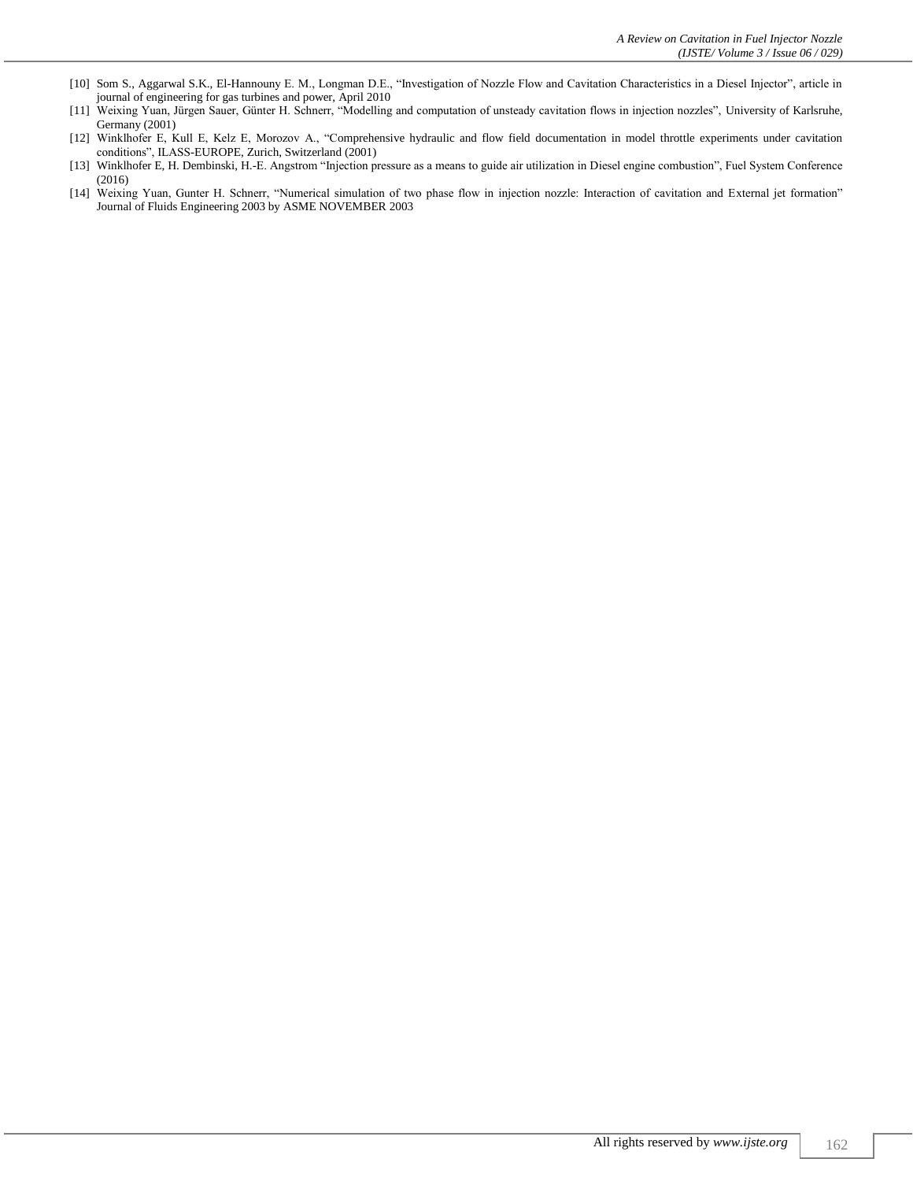[10] Som S., Aggarwal S.K., El-Hannouny E. M., Longman D.E., "Investigation of Nozzle Flow and Cavitation Characteristics in a Diesel Injector", article in journal of engineering for gas turbines and power, April 2010

[11] Weixing Yuan, Jürgen Sauer, Günter H. Schnerr, "Modelling and computation of unsteady cavitation flows in injection nozzles", University of Karlsruhe, Germany (2001)

[12] Winklhofer E, Kull E, Kelz E, Morozov A., "Comprehensive hydraulic and flow field documentation in model throttle experiments under cavitation conditions", ILASS-EUROPE, Zurich, Switzerland (2001)

[13] Winklhofer E, H. Dembinski, H.-E. Angstrom "Injection pressure as a means to guide air utilization in Diesel engine combustion", Fuel System Conference (2016)

[14] Weixing Yuan, Gunter H. Schnerr, "Numerical simulation of two phase flow in injection nozzle: Interaction of cavitation and External jet formation" Journal of Fluids Engineering 2003 by ASME NOVEMBER 2003